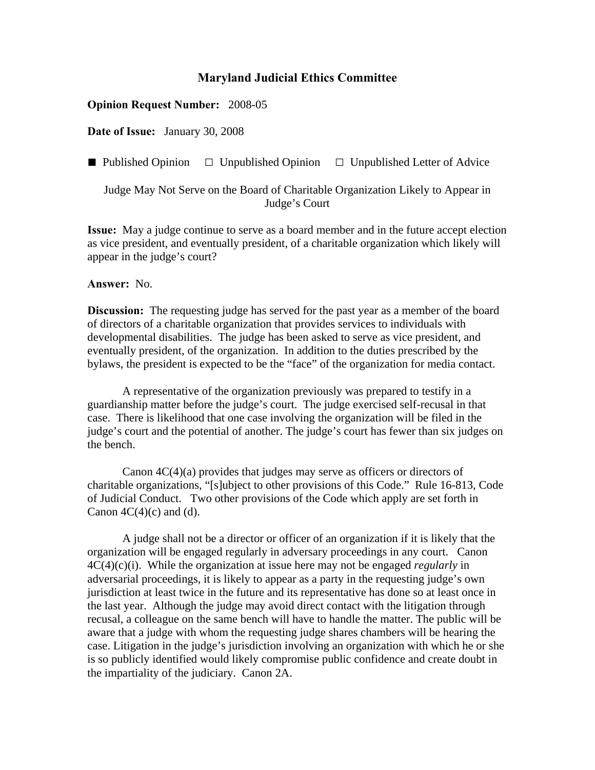## Maryland Judicial Ethics Committee

**Opinion Request Number:** 2008-05

**Date of Issue:** January 30, 2008

■ Published Opinion ☐ Unpublished Opinion ☐ Unpublished Letter of Advice

Judge May Not Serve on the Board of Charitable Organization Likely to Appear in Judge's Court

**Issue:** May a judge continue to serve as a board member and in the future accept election as vice president, and eventually president, of a charitable organization which likely will appear in the judge's court?

**Answer:** No.

**Discussion:** The requesting judge has served for the past year as a member of the board of directors of a charitable organization that provides services to individuals with developmental disabilities. The judge has been asked to serve as vice president, and eventually president, of the organization. In addition to the duties prescribed by the bylaws, the president is expected to be the "face" of the organization for media contact.

A representative of the organization previously was prepared to testify in a guardianship matter before the judge's court. The judge exercised self-recusal in that case. There is likelihood that one case involving the organization will be filed in the judge's court and the potential of another. The judge's court has fewer than six judges on the bench.

Canon 4C(4)(a) provides that judges may serve as officers or directors of charitable organizations, "[s]ubject to other provisions of this Code." Rule 16-813, Code of Judicial Conduct. Two other provisions of the Code which apply are set forth in Canon 4C(4)(c) and (d).

A judge shall not be a director or officer of an organization if it is likely that the organization will be engaged regularly in adversary proceedings in any court. Canon 4C(4)(c)(i). While the organization at issue here may not be engaged *regularly* in adversarial proceedings, it is likely to appear as a party in the requesting judge's own jurisdiction at least twice in the future and its representative has done so at least once in the last year. Although the judge may avoid direct contact with the litigation through recusal, a colleague on the same bench will have to handle the matter. The public will be aware that a judge with whom the requesting judge shares chambers will be hearing the case. Litigation in the judge's jurisdiction involving an organization with which he or she is so publicly identified would likely compromise public confidence and create doubt in the impartiality of the judiciary. Canon 2A.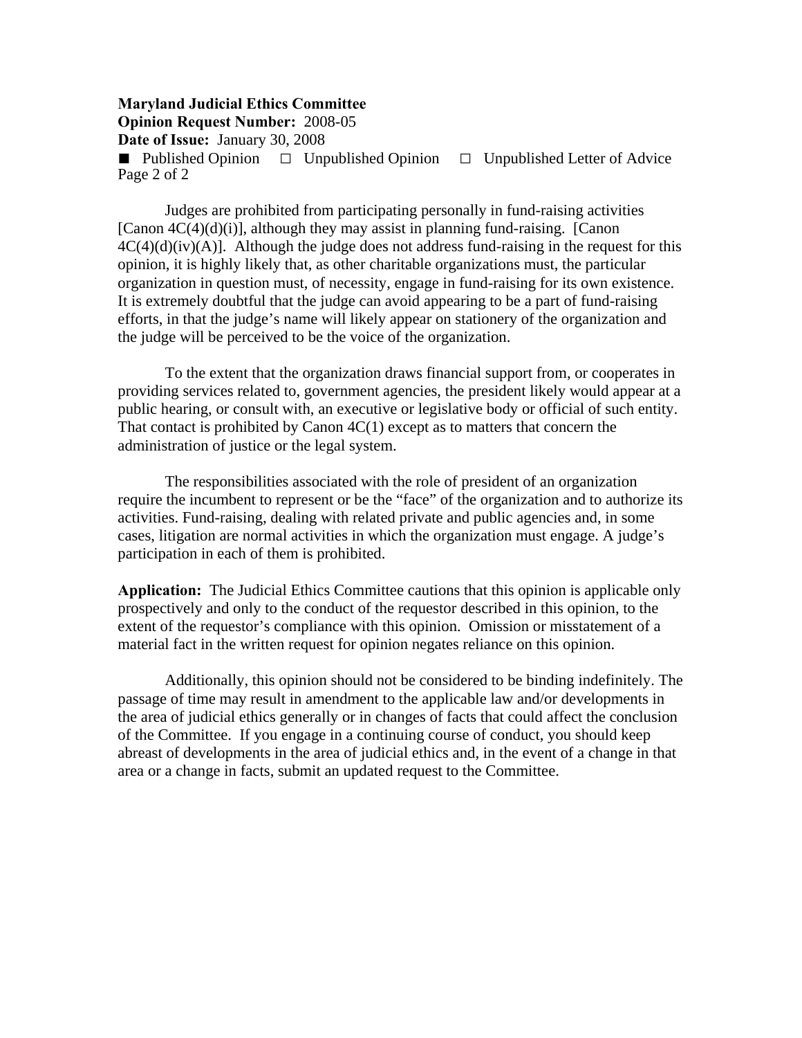Judges are prohibited from participating personally in fund-raising activities [Canon 4C(4)(d)(i)], although they may assist in planning fund-raising. [Canon 4C(4)(d)(iv)(A)]. Although the judge does not address fund-raising in the request for this opinion, it is highly likely that, as other charitable organizations must, the particular organization in question must, of necessity, engage in fund-raising for its own existence. It is extremely doubtful that the judge can avoid appearing to be a part of fund-raising efforts, in that the judge's name will likely appear on stationery of the organization and the judge will be perceived to be the voice of the organization.

To the extent that the organization draws financial support from, or cooperates in providing services related to, government agencies, the president likely would appear at a public hearing, or consult with, an executive or legislative body or official of such entity. That contact is prohibited by Canon 4C(1) except as to matters that concern the administration of justice or the legal system.

The responsibilities associated with the role of president of an organization require the incumbent to represent or be the "face" of the organization and to authorize its activities. Fund-raising, dealing with related private and public agencies and, in some cases, litigation are normal activities in which the organization must engage. A judge's participation in each of them is prohibited.

**Application:** The Judicial Ethics Committee cautions that this opinion is applicable only prospectively and only to the conduct of the requestor described in this opinion, to the extent of the requestor's compliance with this opinion. Omission or misstatement of a material fact in the written request for opinion negates reliance on this opinion.

Additionally, this opinion should not be considered to be binding indefinitely. The passage of time may result in amendment to the applicable law and/or developments in the area of judicial ethics generally or in changes of facts that could affect the conclusion of the Committee. If you engage in a continuing course of conduct, you should keep abreast of developments in the area of judicial ethics and, in the event of a change in that area or a change in facts, submit an updated request to the Committee.